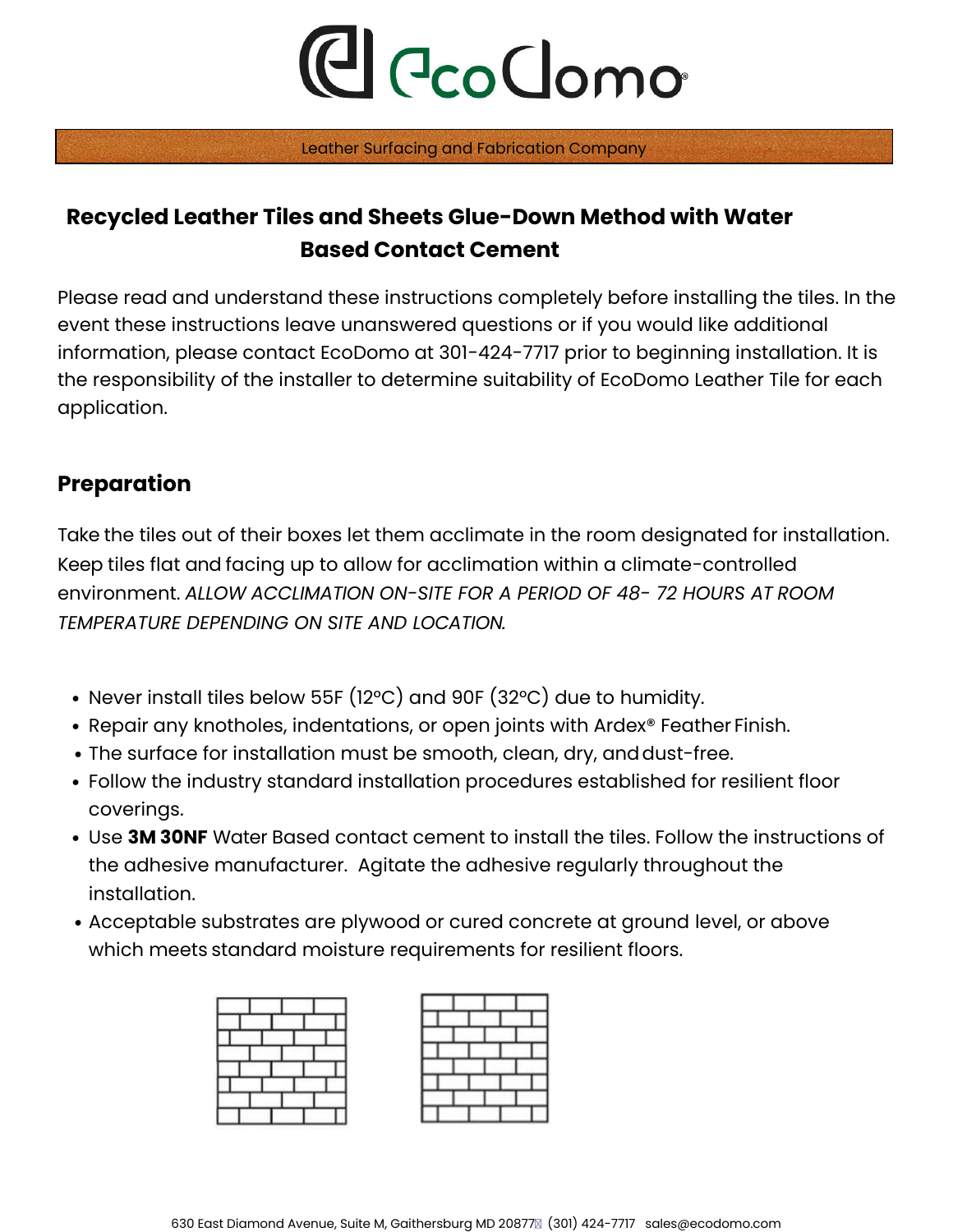# EcoDomo

Leather Surfacing and Fabrication Company

## Recycled Leather Tiles and Sheets Glue-Down Method with Water Based Contact Cement

Please read and understand these instructions completely before installing the tiles. In the event these instructions leave unanswered questions or if you would like additional information, please contact EcoDomo at 301-424-7717 prior to beginning installation. It is the responsibility of the installer to determine suitability of EcoDomo Leather Tile for each application.

### Preparation

Take the tiles out of their boxes let them acclimate in the room designated for installation. Keep tiles flat and facing up to allow for acclimation within a climate-controlled environment. *ALLOW ACCLIMATION ON-SITE FOR A PERIOD OF 48- 72 HOURS AT ROOM TEMPERATURE DEPENDING ON SITE AND LOCATION.*

- Never install tiles below 55F (12ºC) and 90F (32ºC) due to humidity.
- Repair any knotholes, indentations, or open joints with Ardex® Feather Finish.
- The surface for installation must be smooth, clean, dry, and dust-free.
- Follow the industry standard installation procedures established for resilient floor coverings.
- Use **3M 30NF** Water Based contact cement to install the tiles. Follow the instructions of the adhesive manufacturer. Agitate the adhesive regularly throughout the installation.
- Acceptable substrates are plywood or cured concrete at ground level, or above which meets standard moisture requirements for resilient floors.

630 East Diamond Avenue, Suite M, Gaithersburg MD 20877 (301) 424-7717 sales@ecodomo.com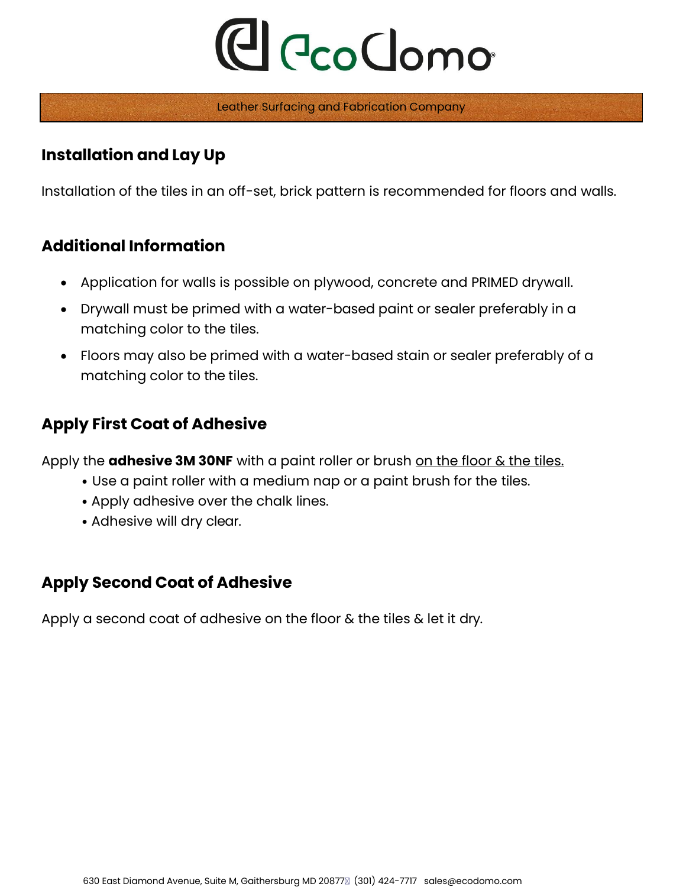## Installation and Lay Up

Installation of the tiles in an off-set, brick pattern is recommended for floors and walls.

## Additional Information

- Application for walls is possible on plywood, concrete and PRIMED drywall.
- Drywall must be primed with a water-based paint or sealer preferably in a matching color to the tiles.
- Floors may also be primed with a water-based stain or sealer preferably of a matching color to the tiles.

## Apply First Coat of Adhesive

Apply the **adhesive 3M 30NF** with a paint roller or brush on the floor & the tiles.

- Use a paint roller with a medium nap or a paint brush for the tiles.
- Apply adhesive over the chalk lines.
- Adhesive will dry clear.

## Apply Second Coat of Adhesive

Apply a second coat of adhesive on the floor & the tiles & let it dry.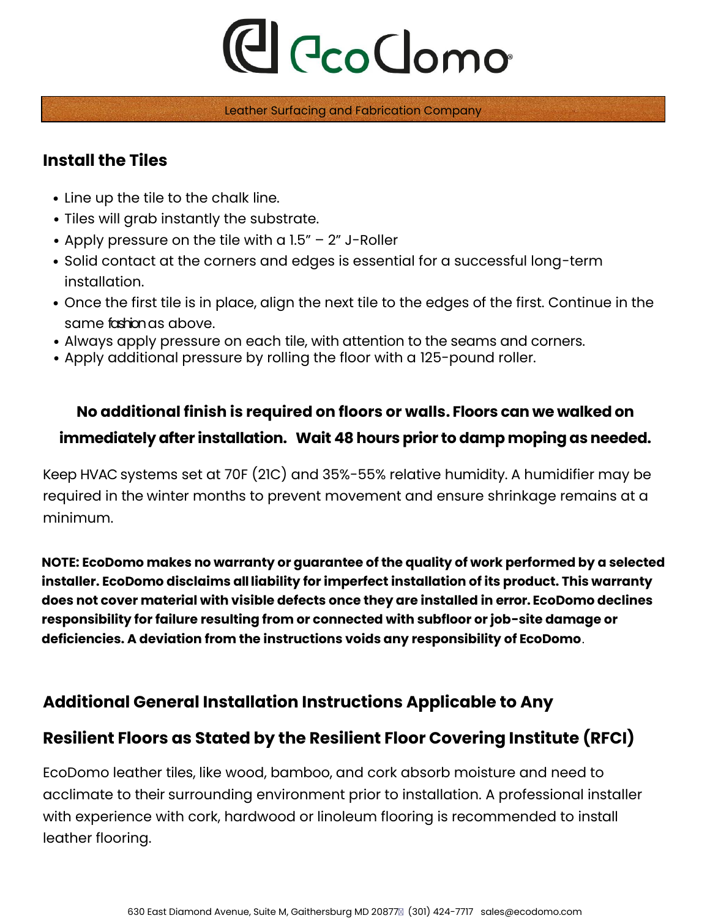## Install the Tiles

- Line up the tile to the chalk line.
- Tiles will grab instantly the substrate.
- Apply pressure on the tile with a 1.5" – 2" J-Roller
- Solid contact at the corners and edges is essential for a successful long-term installation.
- Once the first tile is in place, align the next tile to the edges of the first. Continue in the same fashion as above.
- Always apply pressure on each tile, with attention to the seams and corners.
- Apply additional pressure by rolling the floor with a 125-pound roller.

**No additional finish is required on floors or walls. Floors can we walked on immediately after installation. Wait 48 hours prior to damp moping as needed.**

Keep HVAC systems set at 70F (21C) and 35%-55% relative humidity. A humidifier may be required in the winter months to prevent movement and ensure shrinkage remains at a minimum.

**NOTE: EcoDomo makes no warranty or guarantee of the quality of work performed by a selected installer. EcoDomo disclaims all liability for imperfect installation of its product. This warranty does not cover material with visible defects once they are installed in error. EcoDomo declines responsibility for failure resulting from or connected with subfloor or job-site damage or deficiencies. A deviation from the instructions voids any responsibility of EcoDomo**.

## Additional General Installation Instructions Applicable to Any Resilient Floors as Stated by the Resilient Floor Covering Institute (RFCI)

EcoDomo leather tiles, like wood, bamboo, and cork absorb moisture and need to acclimate to their surrounding environment prior to installation. A professional installer with experience with cork, hardwood or linoleum flooring is recommended to install leather flooring.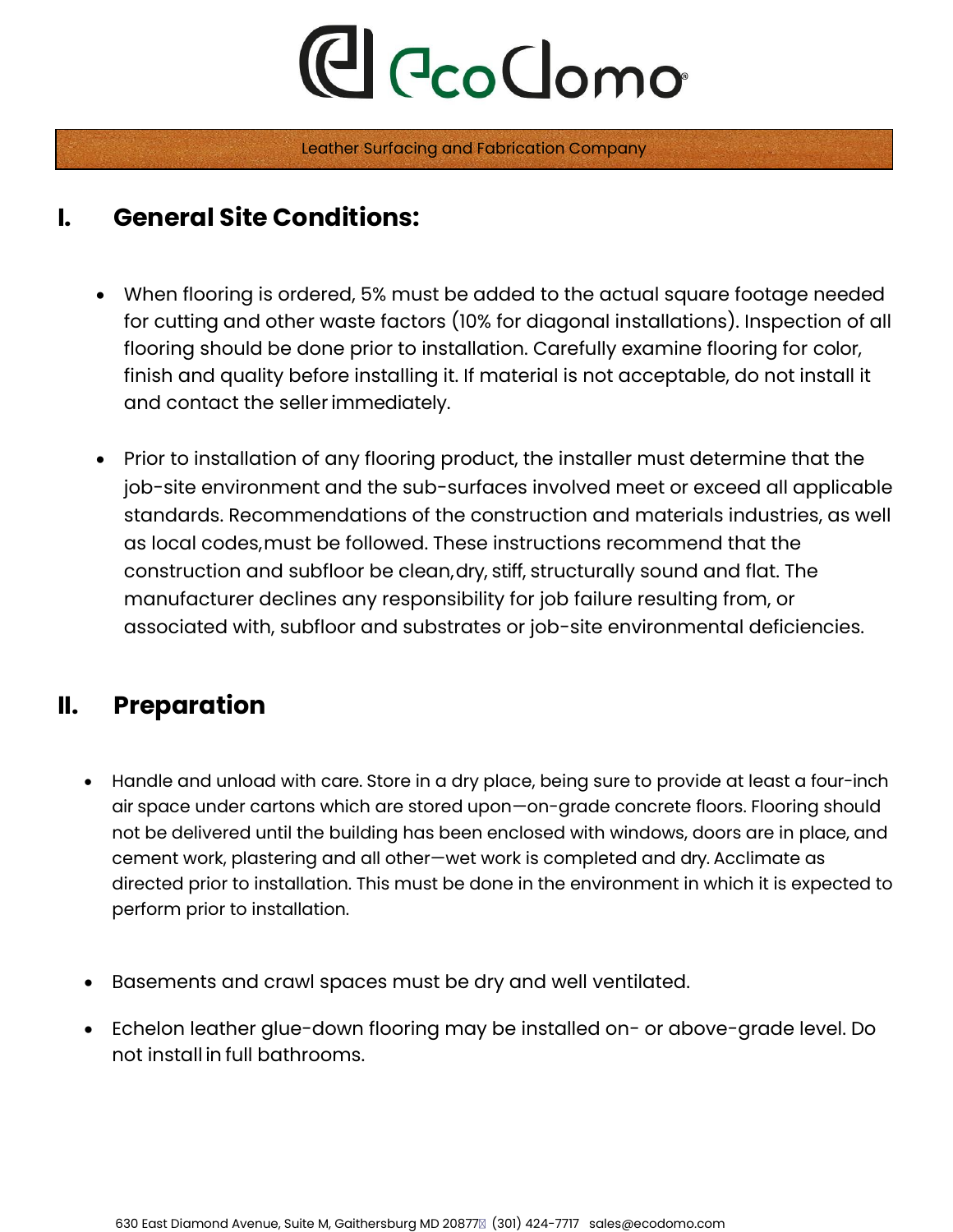# EcoDomo

Leather Surfacing and Fabrication Company

## I. General Site Conditions:

- When flooring is ordered, 5% must be added to the actual square footage needed for cutting and other waste factors (10% for diagonal installations). Inspection of all flooring should be done prior to installation. Carefully examine flooring for color, finish and quality before installing it. If material is not acceptable, do not install it and contact the seller immediately.

- Prior to installation of any flooring product, the installer must determine that the job-site environment and the sub-surfaces involved meet or exceed all applicable standards. Recommendations of the construction and materials industries, as well as local codes, must be followed. These instructions recommend that the construction and subfloor be clean, dry, stiff, structurally sound and flat. The manufacturer declines any responsibility for job failure resulting from, or associated with, subfloor and substrates or job-site environmental deficiencies.

## II. Preparation

- Handle and unload with care. Store in a dry place, being sure to provide at least a four-inch air space under cartons which are stored upon—on-grade concrete floors. Flooring should not be delivered until the building has been enclosed with windows, doors are in place, and cement work, plastering and all other—wet work is completed and dry. Acclimate as directed prior to installation. This must be done in the environment in which it is expected to perform prior to installation.

- Basements and crawl spaces must be dry and well ventilated.

- Echelon leather glue-down flooring may be installed on- or above-grade level. Do not install in full bathrooms.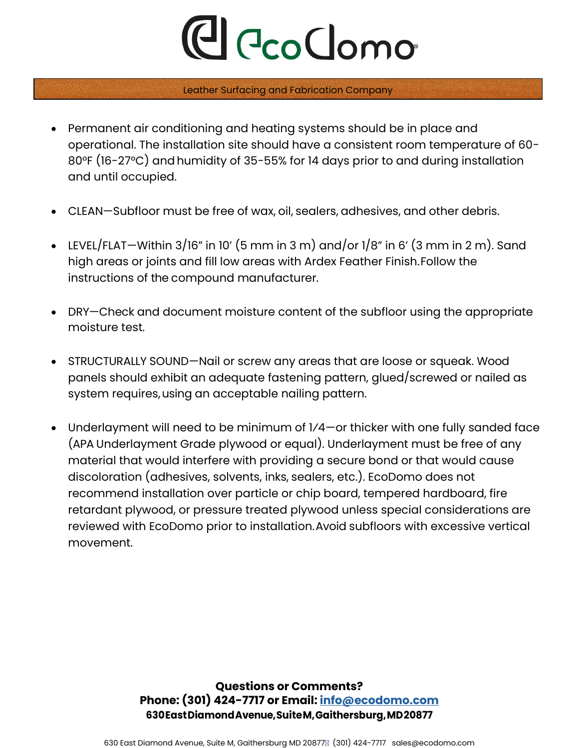- Permanent air conditioning and heating systems should be in place and operational. The installation site should have a consistent room temperature of 60-80°F (16-27°C) and humidity of 35-55% for 14 days prior to and during installation and until occupied.
- CLEAN—Subfloor must be free of wax, oil, sealers, adhesives, and other debris.
- LEVEL/FLAT—Within 3/16" in 10' (5 mm in 3 m) and/or 1/8" in 6' (3 mm in 2 m). Sand high areas or joints and fill low areas with Ardex Feather Finish. Follow the instructions of the compound manufacturer.
- DRY—Check and document moisture content of the subfloor using the appropriate moisture test.
- STRUCTURALLY SOUND—Nail or screw any areas that are loose or squeak. Wood panels should exhibit an adequate fastening pattern, glued/screwed or nailed as system requires, using an acceptable nailing pattern.
- Underlayment will need to be minimum of 1/4—or thicker with one fully sanded face (APA Underlayment Grade plywood or equal). Underlayment must be free of any material that would interfere with providing a secure bond or that would cause discoloration (adhesives, solvents, inks, sealers, etc.). EcoDomo does not recommend installation over particle or chip board, tempered hardboard, fire retardant plywood, or pressure treated plywood unless special considerations are reviewed with EcoDomo prior to installation. Avoid subfloors with excessive vertical movement.

**Questions or Comments?**
**Phone: (301) 424-7717 or Email: info@ecodomo.com**
**630 East Diamond Avenue, Suite M, Gaithersburg, MD 20877**